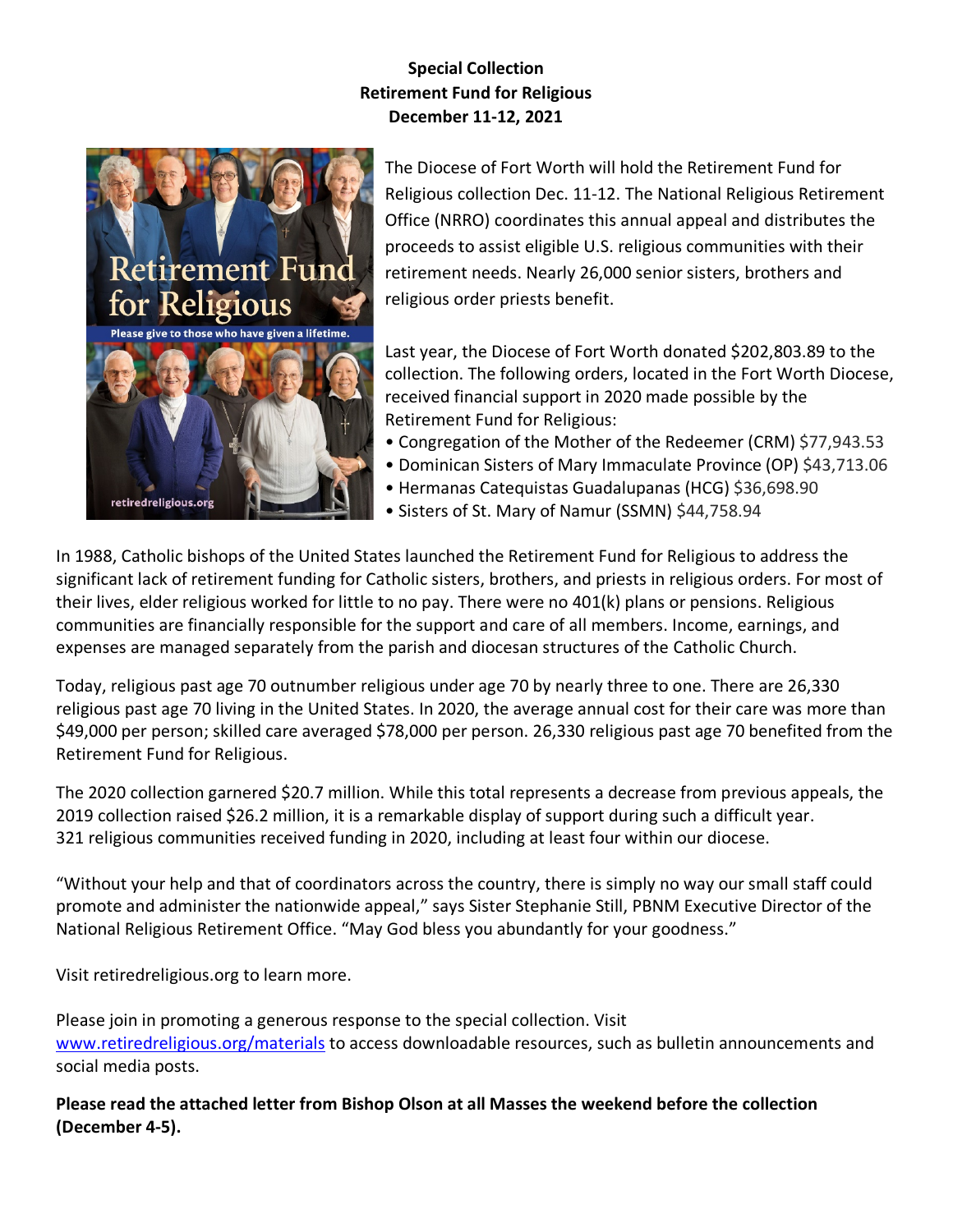**Special Collection**
**Retirement Fund for Religious**
**December 11-12, 2021**

The Diocese of Fort Worth will hold the Retirement Fund for Religious collection Dec. 11-12. The National Religious Retirement Office (NRRO) coordinates this annual appeal and distributes the proceeds to assist eligible U.S. religious communities with their retirement needs. Nearly 26,000 senior sisters, brothers and religious order priests benefit.

Last year, the Diocese of Fort Worth donated $202,803.89 to the collection. The following orders, located in the Fort Worth Diocese, received financial support in 2020 made possible by the Retirement Fund for Religious:

- Congregation of the Mother of the Redeemer (CRM) $77,943.53
- Dominican Sisters of Mary Immaculate Province (OP) $43,713.06
- Hermanas Catequistas Guadalupanas (HCG) $36,698.90
- Sisters of St. Mary of Namur (SSMN) $44,758.94

In 1988, Catholic bishops of the United States launched the Retirement Fund for Religious to address the significant lack of retirement funding for Catholic sisters, brothers, and priests in religious orders. For most of their lives, elder religious worked for little to no pay. There were no 401(k) plans or pensions. Religious communities are financially responsible for the support and care of all members. Income, earnings, and expenses are managed separately from the parish and diocesan structures of the Catholic Church.

Today, religious past age 70 outnumber religious under age 70 by nearly three to one. There are 26,330 religious past age 70 living in the United States. In 2020, the average annual cost for their care was more than $49,000 per person; skilled care averaged $78,000 per person. 26,330 religious past age 70 benefited from the Retirement Fund for Religious.

The 2020 collection garnered $20.7 million. While this total represents a decrease from previous appeals, the 2019 collection raised $26.2 million, it is a remarkable display of support during such a difficult year. 321 religious communities received funding in 2020, including at least four within our diocese.

"Without your help and that of coordinators across the country, there is simply no way our small staff could promote and administer the nationwide appeal," says Sister Stephanie Still, PBNM Executive Director of the National Religious Retirement Office. "May God bless you abundantly for your goodness."

Visit retiredreligious.org to learn more.

Please join in promoting a generous response to the special collection. Visit [www.retiredreligious.org/materials](www.retiredreligious.org/materials) to access downloadable resources, such as bulletin announcements and social media posts.

**Please read the attached letter from Bishop Olson at all Masses the weekend before the collection (December 4-5).**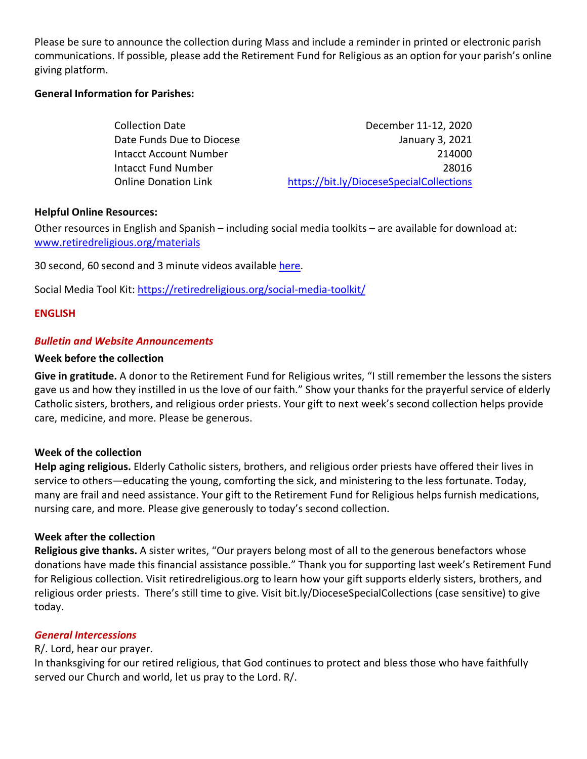Please be sure to announce the collection during Mass and include a reminder in printed or electronic parish communications. If possible, please add the Retirement Fund for Religious as an option for your parish's online giving platform.

**General Information for Parishes:**

| | |
|---|---|
| Collection Date | December 11-12, 2020 |
| Date Funds Due to Diocese | January 3, 2021 |
| Intacct Account Number | 214000 |
| Intacct Fund Number | 28016 |
| Online Donation Link | https://bit.ly/DioceseSpecialCollections |

**Helpful Online Resources:**

Other resources in English and Spanish – including social media toolkits – are available for download at: www.retiredreligious.org/materials

30 second, 60 second and 3 minute videos available here.

Social Media Tool Kit: https://retiredreligious.org/social-media-toolkit/

## ENGLISH

### *Bulletin and Website Announcements*

**Week before the collection**

**Give in gratitude.** A donor to the Retirement Fund for Religious writes, "I still remember the lessons the sisters gave us and how they instilled in us the love of our faith." Show your thanks for the prayerful service of elderly Catholic sisters, brothers, and religious order priests. Your gift to next week's second collection helps provide care, medicine, and more. Please be generous.

**Week of the collection**

**Help aging religious.** Elderly Catholic sisters, brothers, and religious order priests have offered their lives in service to others—educating the young, comforting the sick, and ministering to the less fortunate. Today, many are frail and need assistance. Your gift to the Retirement Fund for Religious helps furnish medications, nursing care, and more. Please give generously to today's second collection.

**Week after the collection**

**Religious give thanks.** A sister writes, "Our prayers belong most of all to the generous benefactors whose donations have made this financial assistance possible." Thank you for supporting last week's Retirement Fund for Religious collection. Visit retiredreligious.org to learn how your gift supports elderly sisters, brothers, and religious order priests. There's still time to give. Visit bit.ly/DioceseSpecialCollections (case sensitive) to give today.

### *General Intercessions*

R/. Lord, hear our prayer.

In thanksgiving for our retired religious, that God continues to protect and bless those who have faithfully served our Church and world, let us pray to the Lord. R/.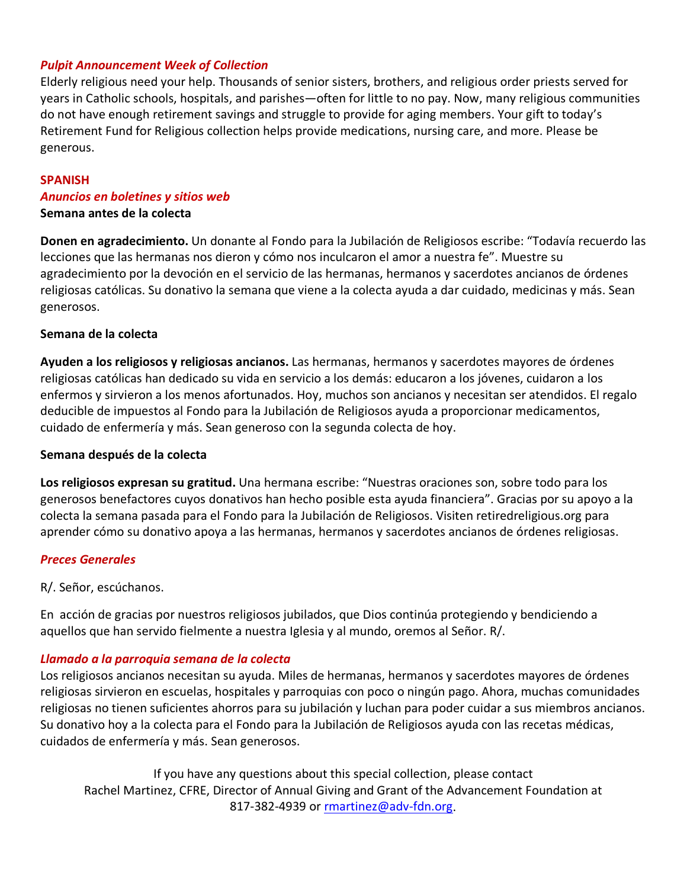***Pulpit Announcement Week of Collection***

Elderly religious need your help. Thousands of senior sisters, brothers, and religious order priests served for years in Catholic schools, hospitals, and parishes—often for little to no pay. Now, many religious communities do not have enough retirement savings and struggle to provide for aging members. Your gift to today's Retirement Fund for Religious collection helps provide medications, nursing care, and more. Please be generous.

**SPANISH**

***Anuncios en boletines y sitios web***

**Semana antes de la colecta**

**Donen en agradecimiento.** Un donante al Fondo para la Jubilación de Religiosos escribe: "Todavía recuerdo las lecciones que las hermanas nos dieron y cómo nos inculcaron el amor a nuestra fe". Muestre su agradecimiento por la devoción en el servicio de las hermanas, hermanos y sacerdotes ancianos de órdenes religiosas católicas. Su donativo la semana que viene a la colecta ayuda a dar cuidado, medicinas y más. Sean generosos.

**Semana de la colecta**

**Ayuden a los religiosos y religiosas ancianos.** Las hermanas, hermanos y sacerdotes mayores de órdenes religiosas católicas han dedicado su vida en servicio a los demás: educaron a los jóvenes, cuidaron a los enfermos y sirvieron a los menos afortunados. Hoy, muchos son ancianos y necesitan ser atendidos. El regalo deducible de impuestos al Fondo para la Jubilación de Religiosos ayuda a proporcionar medicamentos, cuidado de enfermería y más. Sean generoso con la segunda colecta de hoy.

**Semana después de la colecta**

**Los religiosos expresan su gratitud.** Una hermana escribe: "Nuestras oraciones son, sobre todo para los generosos benefactores cuyos donativos han hecho posible esta ayuda financiera". Gracias por su apoyo a la colecta la semana pasada para el Fondo para la Jubilación de Religiosos. Visiten retiredreligious.org para aprender cómo su donativo apoya a las hermanas, hermanos y sacerdotes ancianos de órdenes religiosas.

***Preces Generales***

R/. Señor, escúchanos.

En acción de gracias por nuestros religiosos jubilados, que Dios continúa protegiendo y bendiciendo a aquellos que han servido fielmente a nuestra Iglesia y al mundo, oremos al Señor. R/.

***Llamado a la parroquia semana de la colecta***

Los religiosos ancianos necesitan su ayuda. Miles de hermanas, hermanos y sacerdotes mayores de órdenes religiosas sirvieron en escuelas, hospitales y parroquias con poco o ningún pago. Ahora, muchas comunidades religiosas no tienen suficientes ahorros para su jubilación y luchan para poder cuidar a sus miembros ancianos. Su donativo hoy a la colecta para el Fondo para la Jubilación de Religiosos ayuda con las recetas médicas, cuidados de enfermería y más. Sean generosos.

If you have any questions about this special collection, please contact
Rachel Martinez, CFRE, Director of Annual Giving and Grant of the Advancement Foundation at
817-382-4939 or rmartinez@adv-fdn.org.